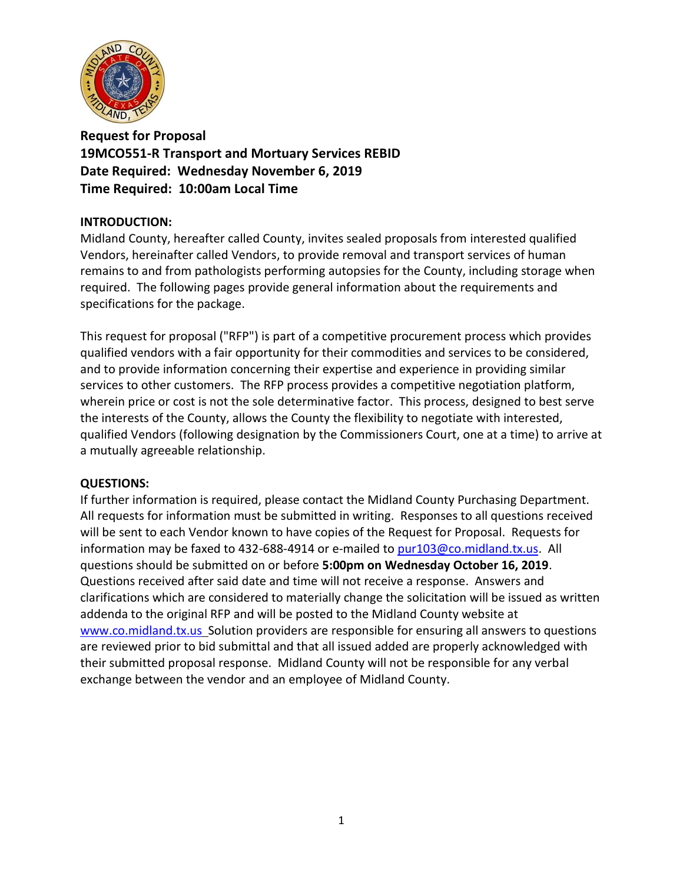**Request for Proposal**
**19MCO551-R Transport and Mortuary Services REBID**
**Date Required: Wednesday November 6, 2019**
**Time Required: 10:00am Local Time**

**INTRODUCTION:**

Midland County, hereafter called County, invites sealed proposals from interested qualified Vendors, hereinafter called Vendors, to provide removal and transport services of human remains to and from pathologists performing autopsies for the County, including storage when required. The following pages provide general information about the requirements and specifications for the package.

This request for proposal ("RFP") is part of a competitive procurement process which provides qualified vendors with a fair opportunity for their commodities and services to be considered, and to provide information concerning their expertise and experience in providing similar services to other customers. The RFP process provides a competitive negotiation platform, wherein price or cost is not the sole determinative factor. This process, designed to best serve the interests of the County, allows the County the flexibility to negotiate with interested, qualified Vendors (following designation by the Commissioners Court, one at a time) to arrive at a mutually agreeable relationship.

**QUESTIONS:**

If further information is required, please contact the Midland County Purchasing Department. All requests for information must be submitted in writing. Responses to all questions received will be sent to each Vendor known to have copies of the Request for Proposal. Requests for information may be faxed to 432-688-4914 or e-mailed to pur103@co.midland.tx.us. All questions should be submitted on or before **5:00pm on Wednesday October 16, 2019**. Questions received after said date and time will not receive a response. Answers and clarifications which are considered to materially change the solicitation will be issued as written addenda to the original RFP and will be posted to the Midland County website at www.co.midland.tx.us Solution providers are responsible for ensuring all answers to questions are reviewed prior to bid submittal and that all issued added are properly acknowledged with their submitted proposal response. Midland County will not be responsible for any verbal exchange between the vendor and an employee of Midland County.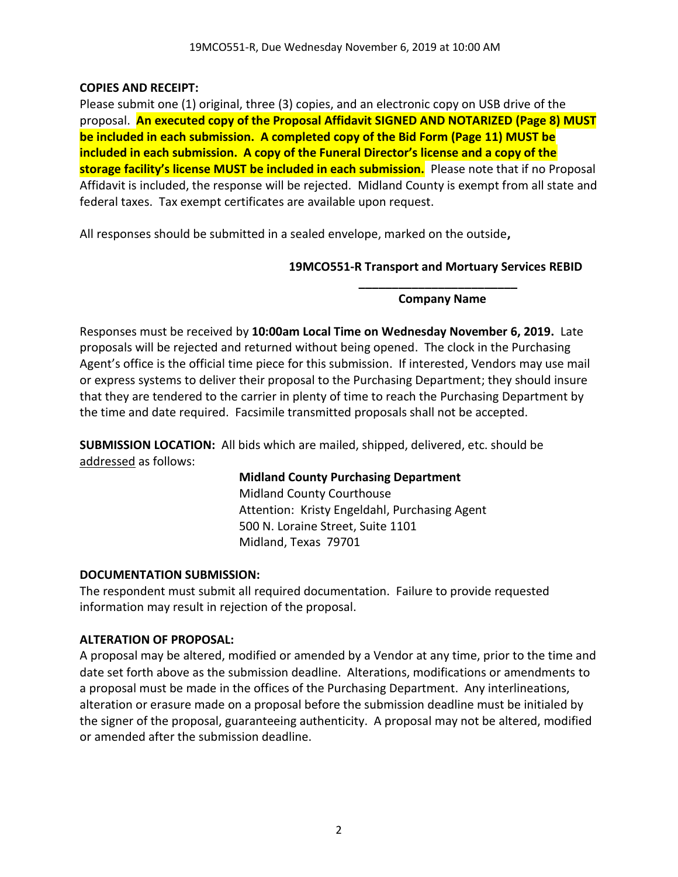**COPIES AND RECEIPT:**

Please submit one (1) original, three (3) copies, and an electronic copy on USB drive of the proposal. **An executed copy of the Proposal Affidavit SIGNED AND NOTARIZED (Page 8) MUST be included in each submission. A completed copy of the Bid Form (Page 11) MUST be included in each submission. A copy of the Funeral Director's license and a copy of the storage facility's license MUST be included in each submission.** Please note that if no Proposal Affidavit is included, the response will be rejected. Midland County is exempt from all state and federal taxes. Tax exempt certificates are available upon request.

All responses should be submitted in a sealed envelope, marked on the outside**,**

**19MCO551-R Transport and Mortuary Services REBID**

**________________________**

**Company Name**

Responses must be received by **10:00am Local Time on Wednesday November 6, 2019.** Late proposals will be rejected and returned without being opened. The clock in the Purchasing Agent's office is the official time piece for this submission. If interested, Vendors may use mail or express systems to deliver their proposal to the Purchasing Department; they should insure that they are tendered to the carrier in plenty of time to reach the Purchasing Department by the time and date required. Facsimile transmitted proposals shall not be accepted.

**SUBMISSION LOCATION:** All bids which are mailed, shipped, delivered, etc. should be addressed as follows:

**Midland County Purchasing Department**
Midland County Courthouse
Attention: Kristy Engeldahl, Purchasing Agent
500 N. Loraine Street, Suite 1101
Midland, Texas 79701

**DOCUMENTATION SUBMISSION:**

The respondent must submit all required documentation. Failure to provide requested information may result in rejection of the proposal.

**ALTERATION OF PROPOSAL:**

A proposal may be altered, modified or amended by a Vendor at any time, prior to the time and date set forth above as the submission deadline. Alterations, modifications or amendments to a proposal must be made in the offices of the Purchasing Department. Any interlineations, alteration or erasure made on a proposal before the submission deadline must be initialed by the signer of the proposal, guaranteeing authenticity. A proposal may not be altered, modified or amended after the submission deadline.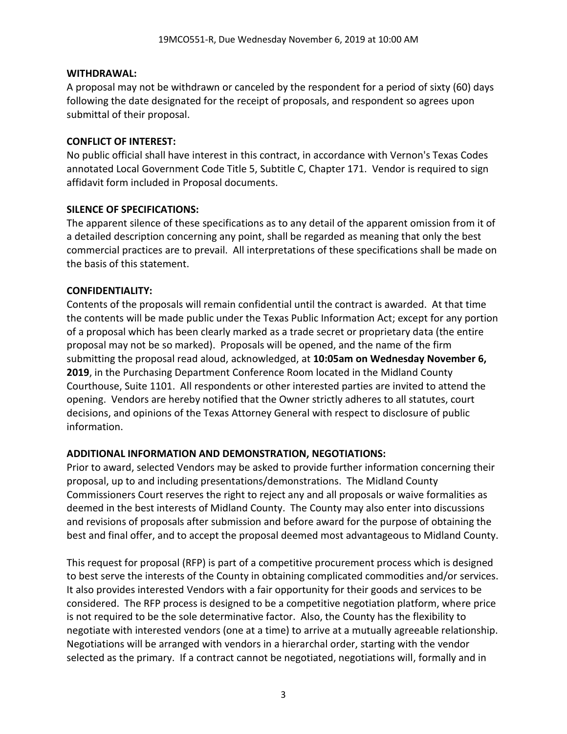**WITHDRAWAL:**

A proposal may not be withdrawn or canceled by the respondent for a period of sixty (60) days following the date designated for the receipt of proposals, and respondent so agrees upon submittal of their proposal.

**CONFLICT OF INTEREST:**

No public official shall have interest in this contract, in accordance with Vernon's Texas Codes annotated Local Government Code Title 5, Subtitle C, Chapter 171. Vendor is required to sign affidavit form included in Proposal documents.

**SILENCE OF SPECIFICATIONS:**

The apparent silence of these specifications as to any detail of the apparent omission from it of a detailed description concerning any point, shall be regarded as meaning that only the best commercial practices are to prevail. All interpretations of these specifications shall be made on the basis of this statement.

**CONFIDENTIALITY:**

Contents of the proposals will remain confidential until the contract is awarded. At that time the contents will be made public under the Texas Public Information Act; except for any portion of a proposal which has been clearly marked as a trade secret or proprietary data (the entire proposal may not be so marked). Proposals will be opened, and the name of the firm submitting the proposal read aloud, acknowledged, at **10:05am on Wednesday November 6, 2019**, in the Purchasing Department Conference Room located in the Midland County Courthouse, Suite 1101. All respondents or other interested parties are invited to attend the opening. Vendors are hereby notified that the Owner strictly adheres to all statutes, court decisions, and opinions of the Texas Attorney General with respect to disclosure of public information.

**ADDITIONAL INFORMATION AND DEMONSTRATION, NEGOTIATIONS:**

Prior to award, selected Vendors may be asked to provide further information concerning their proposal, up to and including presentations/demonstrations. The Midland County Commissioners Court reserves the right to reject any and all proposals or waive formalities as deemed in the best interests of Midland County. The County may also enter into discussions and revisions of proposals after submission and before award for the purpose of obtaining the best and final offer, and to accept the proposal deemed most advantageous to Midland County.

This request for proposal (RFP) is part of a competitive procurement process which is designed to best serve the interests of the County in obtaining complicated commodities and/or services. It also provides interested Vendors with a fair opportunity for their goods and services to be considered. The RFP process is designed to be a competitive negotiation platform, where price is not required to be the sole determinative factor. Also, the County has the flexibility to negotiate with interested vendors (one at a time) to arrive at a mutually agreeable relationship. Negotiations will be arranged with vendors in a hierarchal order, starting with the vendor selected as the primary. If a contract cannot be negotiated, negotiations will, formally and in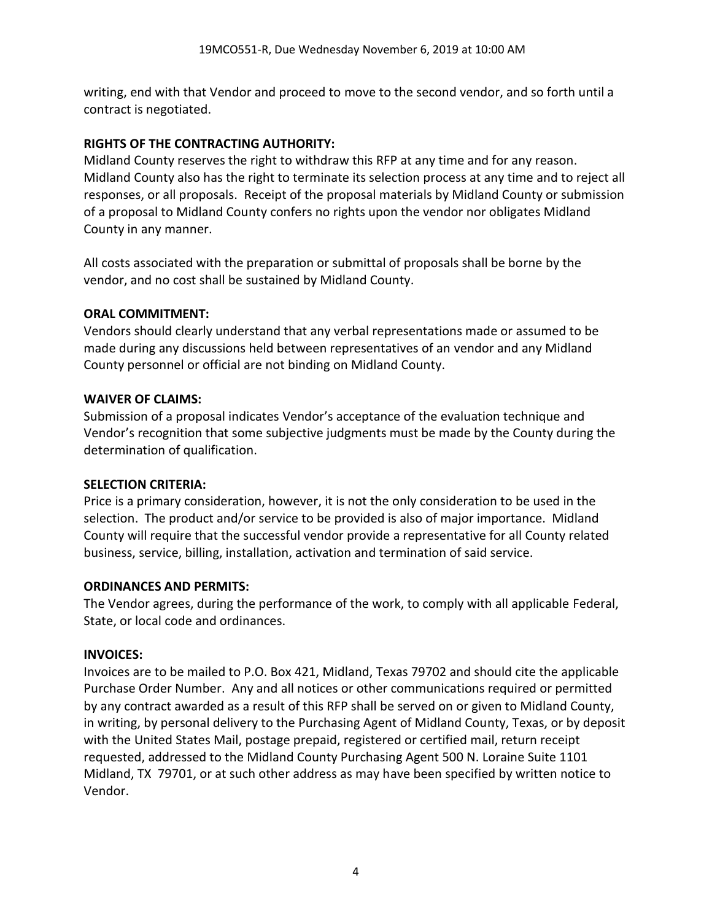writing, end with that Vendor and proceed to move to the second vendor, and so forth until a contract is negotiated.

**RIGHTS OF THE CONTRACTING AUTHORITY:**

Midland County reserves the right to withdraw this RFP at any time and for any reason. Midland County also has the right to terminate its selection process at any time and to reject all responses, or all proposals. Receipt of the proposal materials by Midland County or submission of a proposal to Midland County confers no rights upon the vendor nor obligates Midland County in any manner.

All costs associated with the preparation or submittal of proposals shall be borne by the vendor, and no cost shall be sustained by Midland County.

**ORAL COMMITMENT:**

Vendors should clearly understand that any verbal representations made or assumed to be made during any discussions held between representatives of an vendor and any Midland County personnel or official are not binding on Midland County.

**WAIVER OF CLAIMS:**

Submission of a proposal indicates Vendor's acceptance of the evaluation technique and Vendor's recognition that some subjective judgments must be made by the County during the determination of qualification.

**SELECTION CRITERIA:**

Price is a primary consideration, however, it is not the only consideration to be used in the selection. The product and/or service to be provided is also of major importance. Midland County will require that the successful vendor provide a representative for all County related business, service, billing, installation, activation and termination of said service.

**ORDINANCES AND PERMITS:**

The Vendor agrees, during the performance of the work, to comply with all applicable Federal, State, or local code and ordinances.

**INVOICES:**

Invoices are to be mailed to P.O. Box 421, Midland, Texas 79702 and should cite the applicable Purchase Order Number. Any and all notices or other communications required or permitted by any contract awarded as a result of this RFP shall be served on or given to Midland County, in writing, by personal delivery to the Purchasing Agent of Midland County, Texas, or by deposit with the United States Mail, postage prepaid, registered or certified mail, return receipt requested, addressed to the Midland County Purchasing Agent 500 N. Loraine Suite 1101 Midland, TX 79701, or at such other address as may have been specified by written notice to Vendor.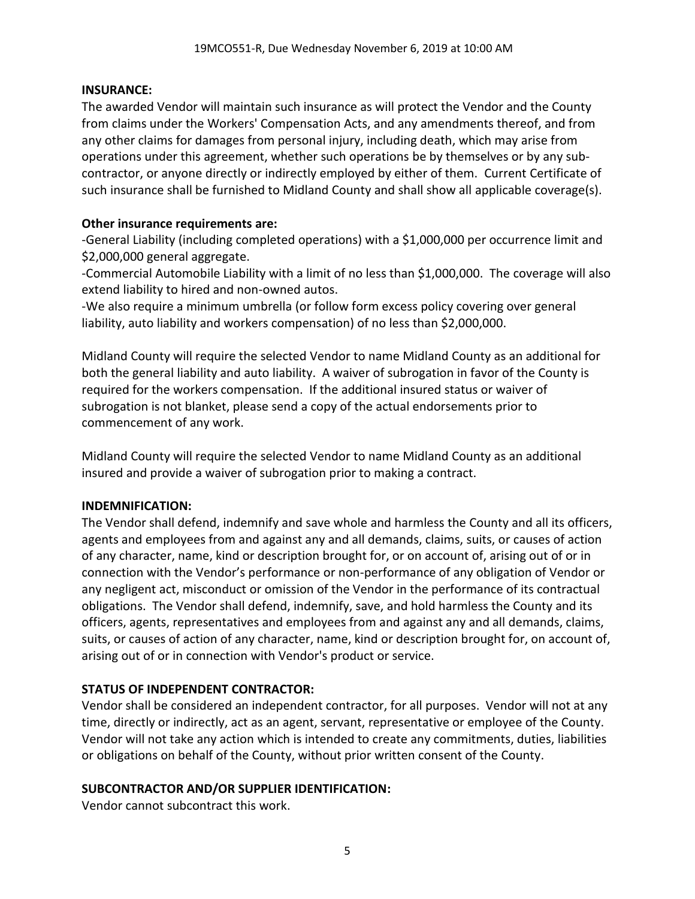**INSURANCE:**

The awarded Vendor will maintain such insurance as will protect the Vendor and the County from claims under the Workers' Compensation Acts, and any amendments thereof, and from any other claims for damages from personal injury, including death, which may arise from operations under this agreement, whether such operations be by themselves or by any sub-contractor, or anyone directly or indirectly employed by either of them. Current Certificate of such insurance shall be furnished to Midland County and shall show all applicable coverage(s).

**Other insurance requirements are:**

-General Liability (including completed operations) with a $1,000,000 per occurrence limit and $2,000,000 general aggregate.

-Commercial Automobile Liability with a limit of no less than $1,000,000. The coverage will also extend liability to hired and non-owned autos.

-We also require a minimum umbrella (or follow form excess policy covering over general liability, auto liability and workers compensation) of no less than $2,000,000.

Midland County will require the selected Vendor to name Midland County as an additional for both the general liability and auto liability. A waiver of subrogation in favor of the County is required for the workers compensation. If the additional insured status or waiver of subrogation is not blanket, please send a copy of the actual endorsements prior to commencement of any work.

Midland County will require the selected Vendor to name Midland County as an additional insured and provide a waiver of subrogation prior to making a contract.

**INDEMNIFICATION:**

The Vendor shall defend, indemnify and save whole and harmless the County and all its officers, agents and employees from and against any and all demands, claims, suits, or causes of action of any character, name, kind or description brought for, or on account of, arising out of or in connection with the Vendor's performance or non-performance of any obligation of Vendor or any negligent act, misconduct or omission of the Vendor in the performance of its contractual obligations. The Vendor shall defend, indemnify, save, and hold harmless the County and its officers, agents, representatives and employees from and against any and all demands, claims, suits, or causes of action of any character, name, kind or description brought for, on account of, arising out of or in connection with Vendor's product or service.

**STATUS OF INDEPENDENT CONTRACTOR:**

Vendor shall be considered an independent contractor, for all purposes. Vendor will not at any time, directly or indirectly, act as an agent, servant, representative or employee of the County. Vendor will not take any action which is intended to create any commitments, duties, liabilities or obligations on behalf of the County, without prior written consent of the County.

**SUBCONTRACTOR AND/OR SUPPLIER IDENTIFICATION:**

Vendor cannot subcontract this work.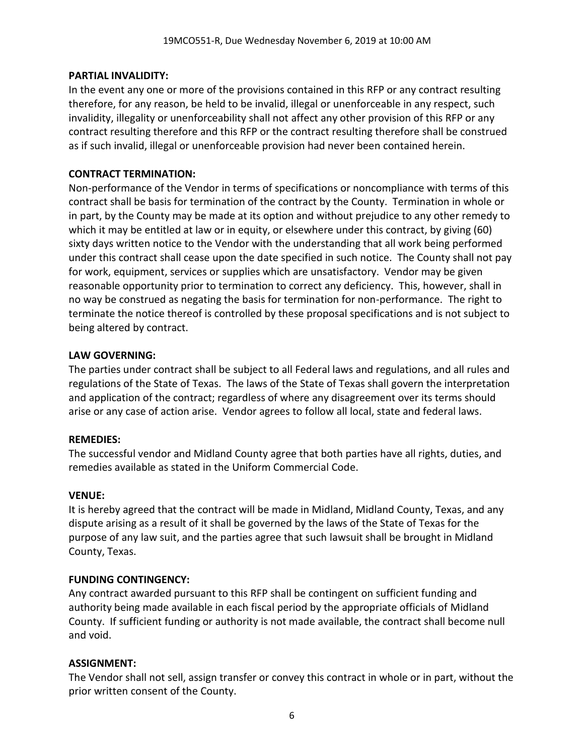**PARTIAL INVALIDITY:**

In the event any one or more of the provisions contained in this RFP or any contract resulting therefore, for any reason, be held to be invalid, illegal or unenforceable in any respect, such invalidity, illegality or unenforceability shall not affect any other provision of this RFP or any contract resulting therefore and this RFP or the contract resulting therefore shall be construed as if such invalid, illegal or unenforceable provision had never been contained herein.

**CONTRACT TERMINATION:**

Non-performance of the Vendor in terms of specifications or noncompliance with terms of this contract shall be basis for termination of the contract by the County. Termination in whole or in part, by the County may be made at its option and without prejudice to any other remedy to which it may be entitled at law or in equity, or elsewhere under this contract, by giving (60) sixty days written notice to the Vendor with the understanding that all work being performed under this contract shall cease upon the date specified in such notice. The County shall not pay for work, equipment, services or supplies which are unsatisfactory. Vendor may be given reasonable opportunity prior to termination to correct any deficiency. This, however, shall in no way be construed as negating the basis for termination for non-performance. The right to terminate the notice thereof is controlled by these proposal specifications and is not subject to being altered by contract.

**LAW GOVERNING:**

The parties under contract shall be subject to all Federal laws and regulations, and all rules and regulations of the State of Texas. The laws of the State of Texas shall govern the interpretation and application of the contract; regardless of where any disagreement over its terms should arise or any case of action arise. Vendor agrees to follow all local, state and federal laws.

**REMEDIES:**

The successful vendor and Midland County agree that both parties have all rights, duties, and remedies available as stated in the Uniform Commercial Code.

**VENUE:**

It is hereby agreed that the contract will be made in Midland, Midland County, Texas, and any dispute arising as a result of it shall be governed by the laws of the State of Texas for the purpose of any law suit, and the parties agree that such lawsuit shall be brought in Midland County, Texas.

**FUNDING CONTINGENCY:**

Any contract awarded pursuant to this RFP shall be contingent on sufficient funding and authority being made available in each fiscal period by the appropriate officials of Midland County. If sufficient funding or authority is not made available, the contract shall become null and void.

**ASSIGNMENT:**

The Vendor shall not sell, assign transfer or convey this contract in whole or in part, without the prior written consent of the County.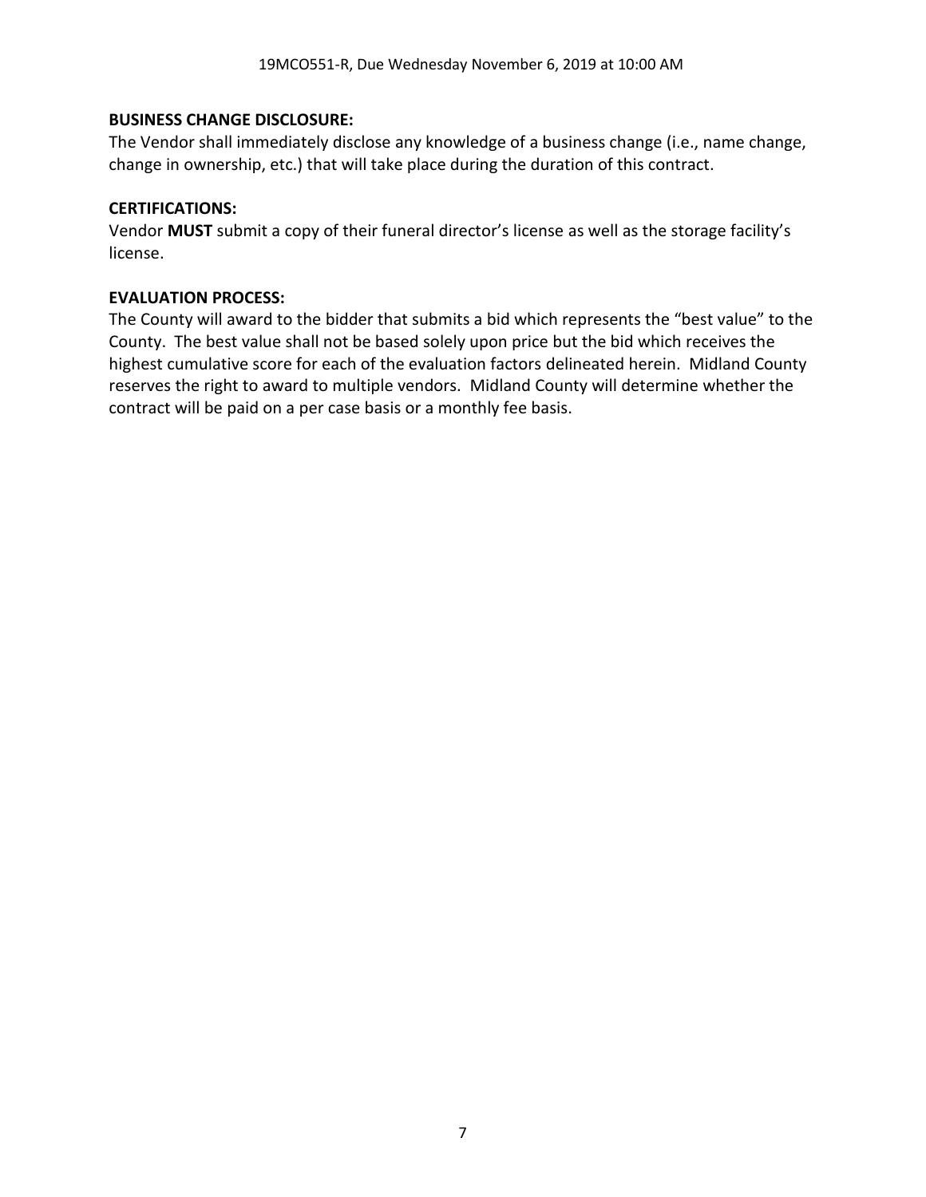**BUSINESS CHANGE DISCLOSURE:**

The Vendor shall immediately disclose any knowledge of a business change (i.e., name change, change in ownership, etc.) that will take place during the duration of this contract.

**CERTIFICATIONS:**

Vendor **MUST** submit a copy of their funeral director's license as well as the storage facility's license.

**EVALUATION PROCESS:**

The County will award to the bidder that submits a bid which represents the "best value" to the County. The best value shall not be based solely upon price but the bid which receives the highest cumulative score for each of the evaluation factors delineated herein. Midland County reserves the right to award to multiple vendors. Midland County will determine whether the contract will be paid on a per case basis or a monthly fee basis.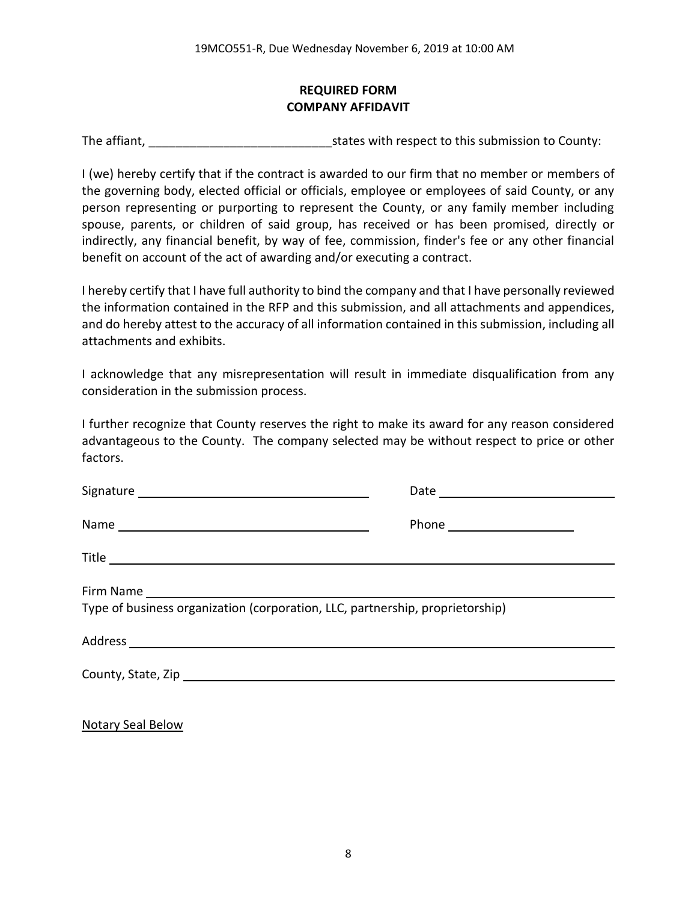## REQUIRED FORM
## COMPANY AFFIDAVIT

The affiant, ___________________________states with respect to this submission to County:

I (we) hereby certify that if the contract is awarded to our firm that no member or members of the governing body, elected official or officials, employee or employees of said County, or any person representing or purporting to represent the County, or any family member including spouse, parents, or children of said group, has received or has been promised, directly or indirectly, any financial benefit, by way of fee, commission, finder's fee or any other financial benefit on account of the act of awarding and/or executing a contract.

I hereby certify that I have full authority to bind the company and that I have personally reviewed the information contained in the RFP and this submission, and all attachments and appendices, and do hereby attest to the accuracy of all information contained in this submission, including all attachments and exhibits.

I acknowledge that any misrepresentation will result in immediate disqualification from any consideration in the submission process.

I further recognize that County reserves the right to make its award for any reason considered advantageous to the County. The company selected may be without respect to price or other factors.

Signature ___________________________ Date ___________________________

Name ___________________________ Phone ___________________

Title ___________________________________________________________

Firm Name _______________________________________________________

Type of business organization (corporation, LLC, partnership, proprietorship)

Address _________________________________________________________

County, State, Zip _________________________________________________

Notary Seal Below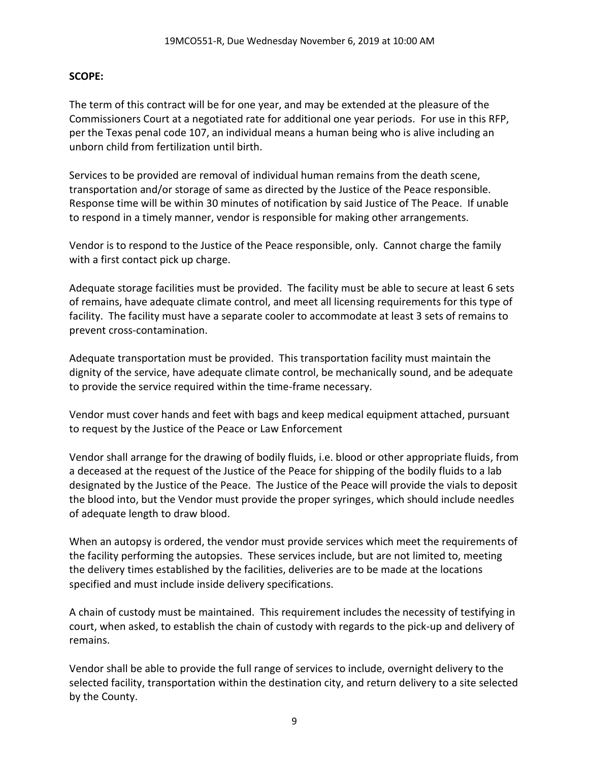**SCOPE:**

The term of this contract will be for one year, and may be extended at the pleasure of the Commissioners Court at a negotiated rate for additional one year periods. For use in this RFP, per the Texas penal code 107, an individual means a human being who is alive including an unborn child from fertilization until birth.

Services to be provided are removal of individual human remains from the death scene, transportation and/or storage of same as directed by the Justice of the Peace responsible. Response time will be within 30 minutes of notification by said Justice of The Peace. If unable to respond in a timely manner, vendor is responsible for making other arrangements.

Vendor is to respond to the Justice of the Peace responsible, only. Cannot charge the family with a first contact pick up charge.

Adequate storage facilities must be provided. The facility must be able to secure at least 6 sets of remains, have adequate climate control, and meet all licensing requirements for this type of facility. The facility must have a separate cooler to accommodate at least 3 sets of remains to prevent cross-contamination.

Adequate transportation must be provided. This transportation facility must maintain the dignity of the service, have adequate climate control, be mechanically sound, and be adequate to provide the service required within the time-frame necessary.

Vendor must cover hands and feet with bags and keep medical equipment attached, pursuant to request by the Justice of the Peace or Law Enforcement

Vendor shall arrange for the drawing of bodily fluids, i.e. blood or other appropriate fluids, from a deceased at the request of the Justice of the Peace for shipping of the bodily fluids to a lab designated by the Justice of the Peace. The Justice of the Peace will provide the vials to deposit the blood into, but the Vendor must provide the proper syringes, which should include needles of adequate length to draw blood.

When an autopsy is ordered, the vendor must provide services which meet the requirements of the facility performing the autopsies. These services include, but are not limited to, meeting the delivery times established by the facilities, deliveries are to be made at the locations specified and must include inside delivery specifications.

A chain of custody must be maintained. This requirement includes the necessity of testifying in court, when asked, to establish the chain of custody with regards to the pick-up and delivery of remains.

Vendor shall be able to provide the full range of services to include, overnight delivery to the selected facility, transportation within the destination city, and return delivery to a site selected by the County.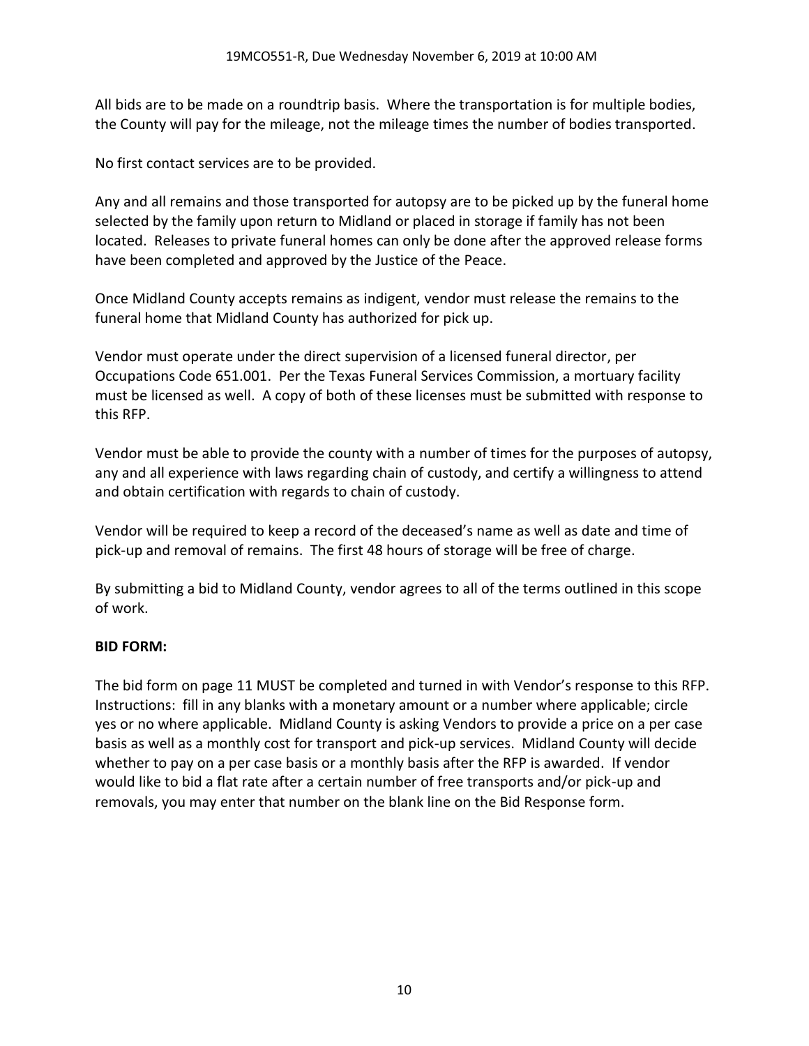All bids are to be made on a roundtrip basis. Where the transportation is for multiple bodies, the County will pay for the mileage, not the mileage times the number of bodies transported.

No first contact services are to be provided.

Any and all remains and those transported for autopsy are to be picked up by the funeral home selected by the family upon return to Midland or placed in storage if family has not been located. Releases to private funeral homes can only be done after the approved release forms have been completed and approved by the Justice of the Peace.

Once Midland County accepts remains as indigent, vendor must release the remains to the funeral home that Midland County has authorized for pick up.

Vendor must operate under the direct supervision of a licensed funeral director, per Occupations Code 651.001. Per the Texas Funeral Services Commission, a mortuary facility must be licensed as well. A copy of both of these licenses must be submitted with response to this RFP.

Vendor must be able to provide the county with a number of times for the purposes of autopsy, any and all experience with laws regarding chain of custody, and certify a willingness to attend and obtain certification with regards to chain of custody.

Vendor will be required to keep a record of the deceased's name as well as date and time of pick-up and removal of remains. The first 48 hours of storage will be free of charge.

By submitting a bid to Midland County, vendor agrees to all of the terms outlined in this scope of work.

**BID FORM:**

The bid form on page 11 MUST be completed and turned in with Vendor's response to this RFP. Instructions: fill in any blanks with a monetary amount or a number where applicable; circle yes or no where applicable. Midland County is asking Vendors to provide a price on a per case basis as well as a monthly cost for transport and pick-up services. Midland County will decide whether to pay on a per case basis or a monthly basis after the RFP is awarded. If vendor would like to bid a flat rate after a certain number of free transports and/or pick-up and removals, you may enter that number on the blank line on the Bid Response form.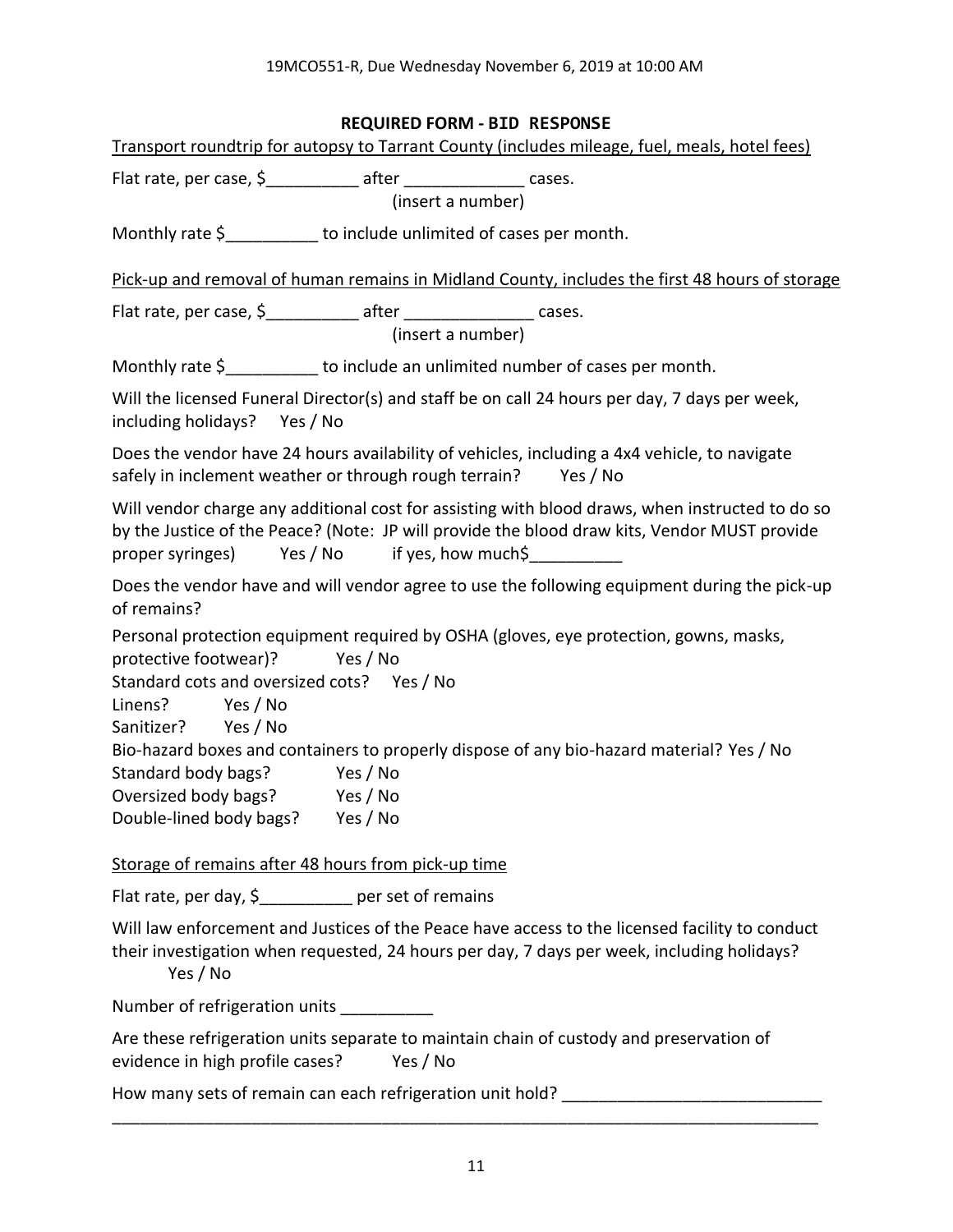## REQUIRED FORM - BID RESPONSE

Transport roundtrip for autopsy to Tarrant County (includes mileage, fuel, meals, hotel fees)

Flat rate, per case, $__________ after _____________ cases.
(insert a number)

Monthly rate $__________ to include unlimited of cases per month.

Pick-up and removal of human remains in Midland County, includes the first 48 hours of storage

Flat rate, per case, $__________ after ______________ cases.
(insert a number)

Monthly rate $__________ to include an unlimited number of cases per month.

Will the licensed Funeral Director(s) and staff be on call 24 hours per day, 7 days per week, including holidays? Yes / No

Does the vendor have 24 hours availability of vehicles, including a 4x4 vehicle, to navigate safely in inclement weather or through rough terrain? Yes / No

Will vendor charge any additional cost for assisting with blood draws, when instructed to do so by the Justice of the Peace? (Note: JP will provide the blood draw kits, Vendor MUST provide proper syringes) Yes / No if yes, how much$__________

Does the vendor have and will vendor agree to use the following equipment during the pick-up of remains?

Personal protection equipment required by OSHA (gloves, eye protection, gowns, masks, protective footwear)? Yes / No
Standard cots and oversized cots? Yes / No
Linens? Yes / No
Sanitizer? Yes / No
Bio-hazard boxes and containers to properly dispose of any bio-hazard material? Yes / No
Standard body bags? Yes / No
Oversized body bags? Yes / No
Double-lined body bags? Yes / No

Storage of remains after 48 hours from pick-up time

Flat rate, per day, $__________ per set of remains

Will law enforcement and Justices of the Peace have access to the licensed facility to conduct their investigation when requested, 24 hours per day, 7 days per week, including holidays? Yes / No

Number of refrigeration units __________

Are these refrigeration units separate to maintain chain of custody and preservation of evidence in high profile cases? Yes / No

How many sets of remain can each refrigeration unit hold? ____________________________
_______________________________________________________________________________